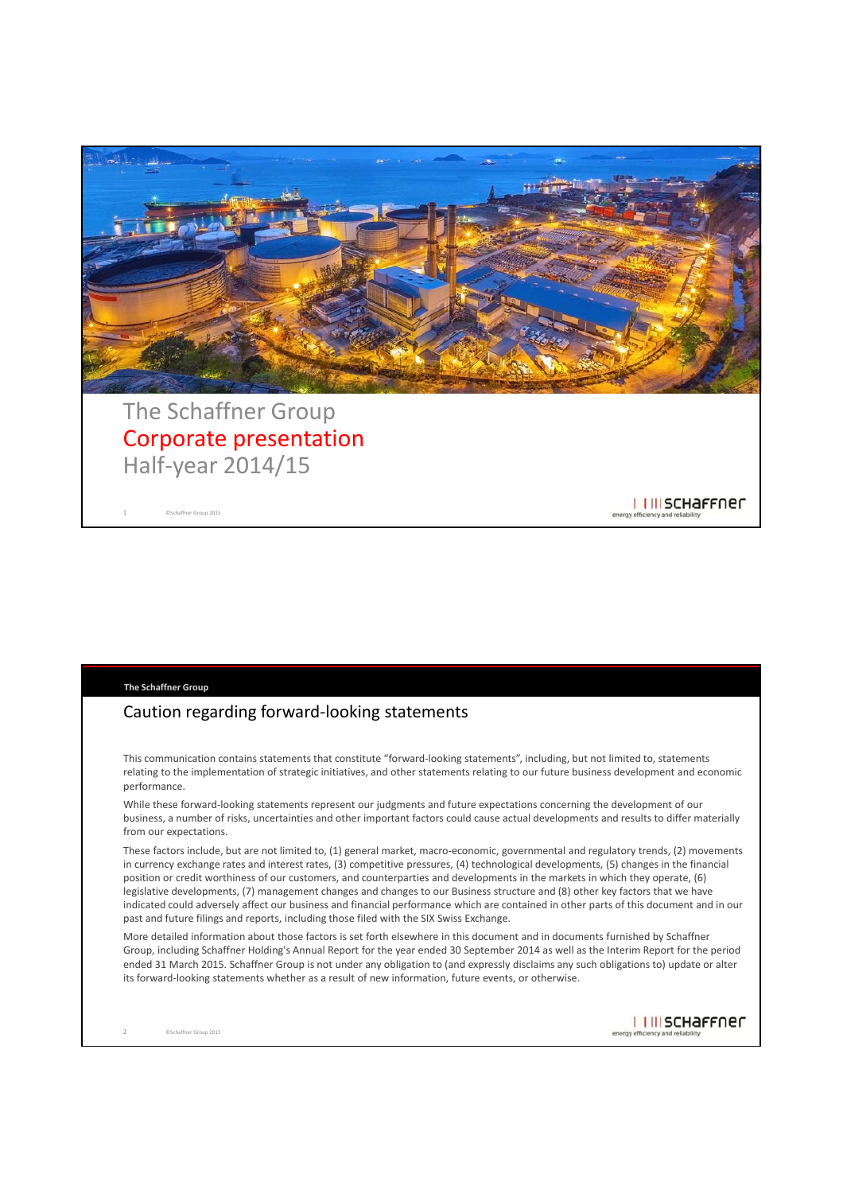# The Schaffner Group
## Corporate presentation
### Half-year 2014/15

---

**The Schaffner Group**

## Caution regarding forward-looking statements

This communication contains statements that constitute "forward-looking statements", including, but not limited to, statements relating to the implementation of strategic initiatives, and other statements relating to our future business development and economic performance.

While these forward-looking statements represent our judgments and future expectations concerning the development of our business, a number of risks, uncertainties and other important factors could cause actual developments and results to differ materially from our expectations.

These factors include, but are not limited to, (1) general market, macro-economic, governmental and regulatory trends, (2) movements in currency exchange rates and interest rates, (3) competitive pressures, (4) technological developments, (5) changes in the financial position or credit worthiness of our customers, and counterparties and developments in the markets in which they operate, (6) legislative developments, (7) management changes and changes to our Business structure and (8) other key factors that we have indicated could adversely affect our business and financial performance which are contained in other parts of this document and in our past and future filings and reports, including those filed with the SIX Swiss Exchange.

More detailed information about those factors is set forth elsewhere in this document and in documents furnished by Schaffner Group, including Schaffner Holding's Annual Report for the year ended 30 September 2014 as well as the Interim Report for the period ended 31 March 2015. Schaffner Group is not under any obligation to (and expressly disclaims any such obligations to) update or alter its forward-looking statements whether as a result of new information, future events, or otherwise.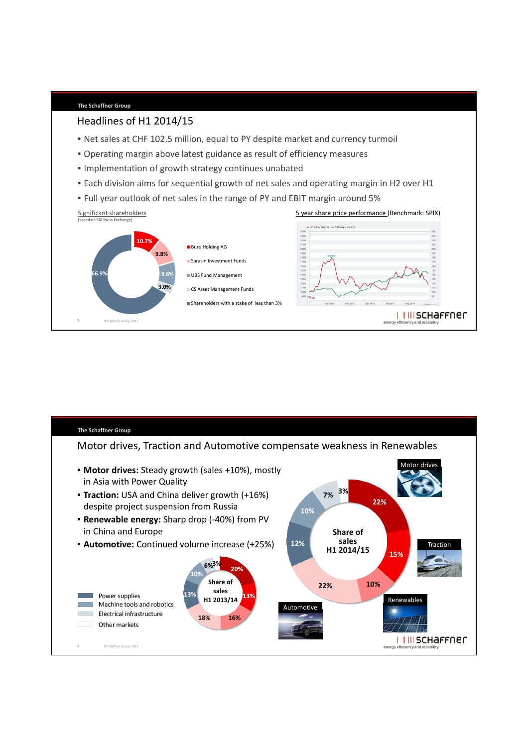The Schaffner Group

## Headlines of H1 2014/15

- Net sales at CHF 102.5 million, equal to PY despite market and currency turmoil
- Operating margin above latest guidance as result of efficiency measures
- Implementation of growth strategy continues unabated
- Each division aims for sequential growth of net sales and operating margin in H2 over H1
- Full year outlook of net sales in the range of PY and EBIT margin around 5%

Significant shareholders
(based on SIX Swiss Exchange)

| Shareholder | Stake |
|---|---|
| Buru Holding AG | 10.7% |
| Sarasin Investment Funds | 9.8% |
| UBS Fund Management | 9.6% |
| CS Asset Management Funds | 3.0% |
| Shareholders with a stake of less than 3% | 66.9% |

5 year share price performance (Benchmark: SPIX)

©Schaffner Group 2015

energy efficiency and reliability

---

The Schaffner Group

## Motor drives, Traction and Automotive compensate weakness in Renewables

- **Motor drives:** Steady growth (sales +10%), mostly in Asia with Power Quality
- **Traction:** USA and China deliver growth (+16%) despite project suspension from Russia
- **Renewable energy:** Sharp drop (-40%) from PV in China and Europe
- **Automotive:** Continued volume increase (+25%)

| Segment | Share of sales H1 2013/14 | Share of sales H1 2014/15 |
|---|---|---|
| Motor drives | 20% | 22% |
| Traction | 13% | 15% |
| Renewables | 16% | 10% |
| Automotive | 18% | 22% |
| Power supplies | 13% | 12% |
| Machine tools and robotics | 10% | 10% |
| Electrical infrastructure | 6% | 7% |
| Other markets | 3% | 3% |

©Schaffner Group 2015

energy efficiency and reliability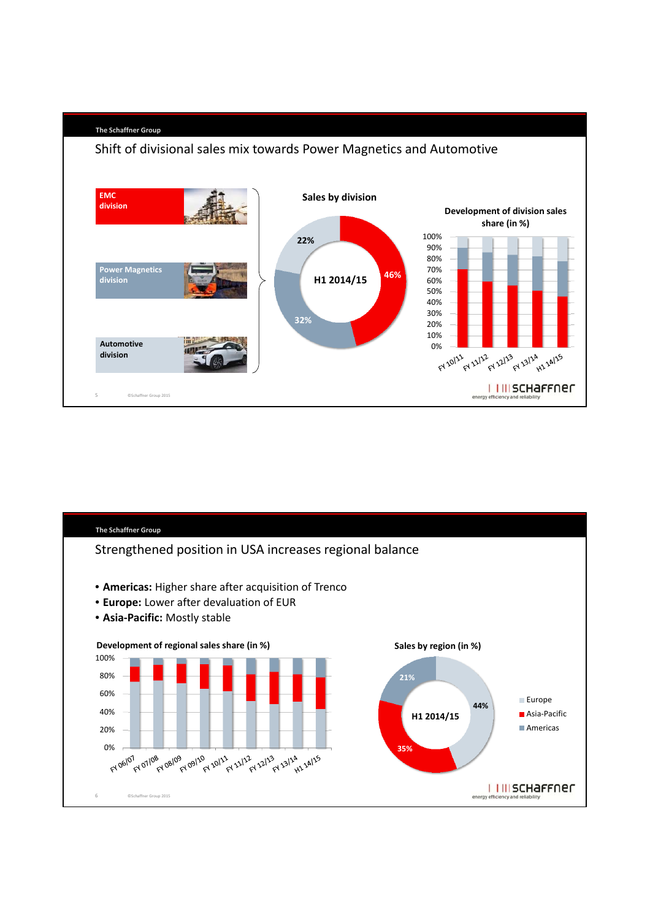The Schaffner Group

## Shift of divisional sales mix towards Power Magnetics and Automotive

- EMC division
- Power Magnetics division
- Automotive division

**Sales by division**

H1 2014/15

- 46%
- 32%
- 22%

**Development of division sales share (in %)**

100%, 90%, 80%, 70%, 60%, 50%, 40%, 30%, 20%, 10%, 0%

FY 10/11, FY 11/12, FY 12/13, FY 13/14, H1 14/15

SCHAFFNER energy efficiency and reliability

---

The Schaffner Group

## Strengthened position in USA increases regional balance

- **Americas:** Higher share after acquisition of Trenco
- **Europe:** Lower after devaluation of EUR
- **Asia-Pacific:** Mostly stable

**Development of regional sales share (in %)**

100%, 80%, 60%, 40%, 20%, 0%

FY 06/07, FY 07/08, FY 08/09, FY 09/10, FY 10/11, FY 11/12, FY 12/13, FY 13/14, H1 14/15

**Sales by region (in %)**

H1 2014/15

- 44%
- 35%
- 21%

- Europe
- Asia-Pacific
- Americas

SCHAFFNER energy efficiency and reliability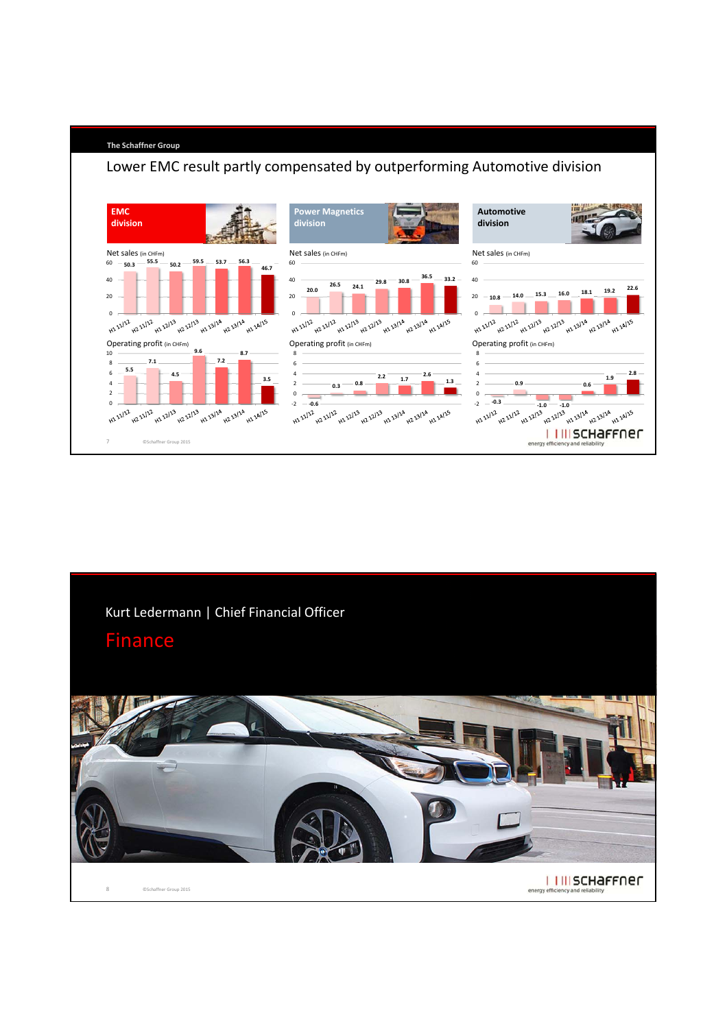The Schaffner Group

## Lower EMC result partly compensated by outperforming Automotive division

### EMC division

Net sales (in CHFm)

| H1 11/12 | H2 11/12 | H1 12/13 | H2 12/13 | H1 13/14 | H2 13/14 | H1 14/15 |
|---|---|---|---|---|---|---|
| 50.3 | 55.5 | 50.2 | 59.5 | 53.7 | 56.3 | 46.7 |

Operating profit (in CHFm)

| H1 11/12 | H2 11/12 | H1 12/13 | H2 12/13 | H1 13/14 | H2 13/14 | H1 14/15 |
|---|---|---|---|---|---|---|
| 5.5 | 7.1 | 4.5 | 9.6 | 7.2 | 8.7 | 3.5 |

### Power Magnetics division

Net sales (in CHFm)

| H1 11/12 | H2 11/12 | H1 12/13 | H2 12/13 | H1 13/14 | H2 13/14 | H1 14/15 |
|---|---|---|---|---|---|---|
| 20.0 | 26.5 | 24.1 | 29.8 | 30.8 | 36.5 | 33.2 |

Operating profit (in CHFm)

| H1 11/12 | H2 11/12 | H1 12/13 | H2 12/13 | H1 13/14 | H2 13/14 | H1 14/15 |
|---|---|---|---|---|---|---|
| -0.6 | 0.3 | 0.8 | 2.2 | 1.7 | 2.6 | 1.3 |

### Automotive division

Net sales (in CHFm)

| H1 11/12 | H2 11/12 | H1 12/13 | H2 12/13 | H1 13/14 | H2 13/14 | H1 14/15 |
|---|---|---|---|---|---|---|
| 10.8 | 14.0 | 15.3 | 16.0 | 18.1 | 19.2 | 22.6 |

Operating profit (in CHFm)

| H1 11/12 | H2 11/12 | H1 12/13 | H2 12/13 | H1 13/14 | H2 13/14 | H1 14/15 |
|---|---|---|---|---|---|---|
| -0.3 | 0.9 | -1.0 | -1.0 | 0.6 | 1.9 | 2.8 |

---

Kurt Ledermann | Chief Financial Officer

# Finance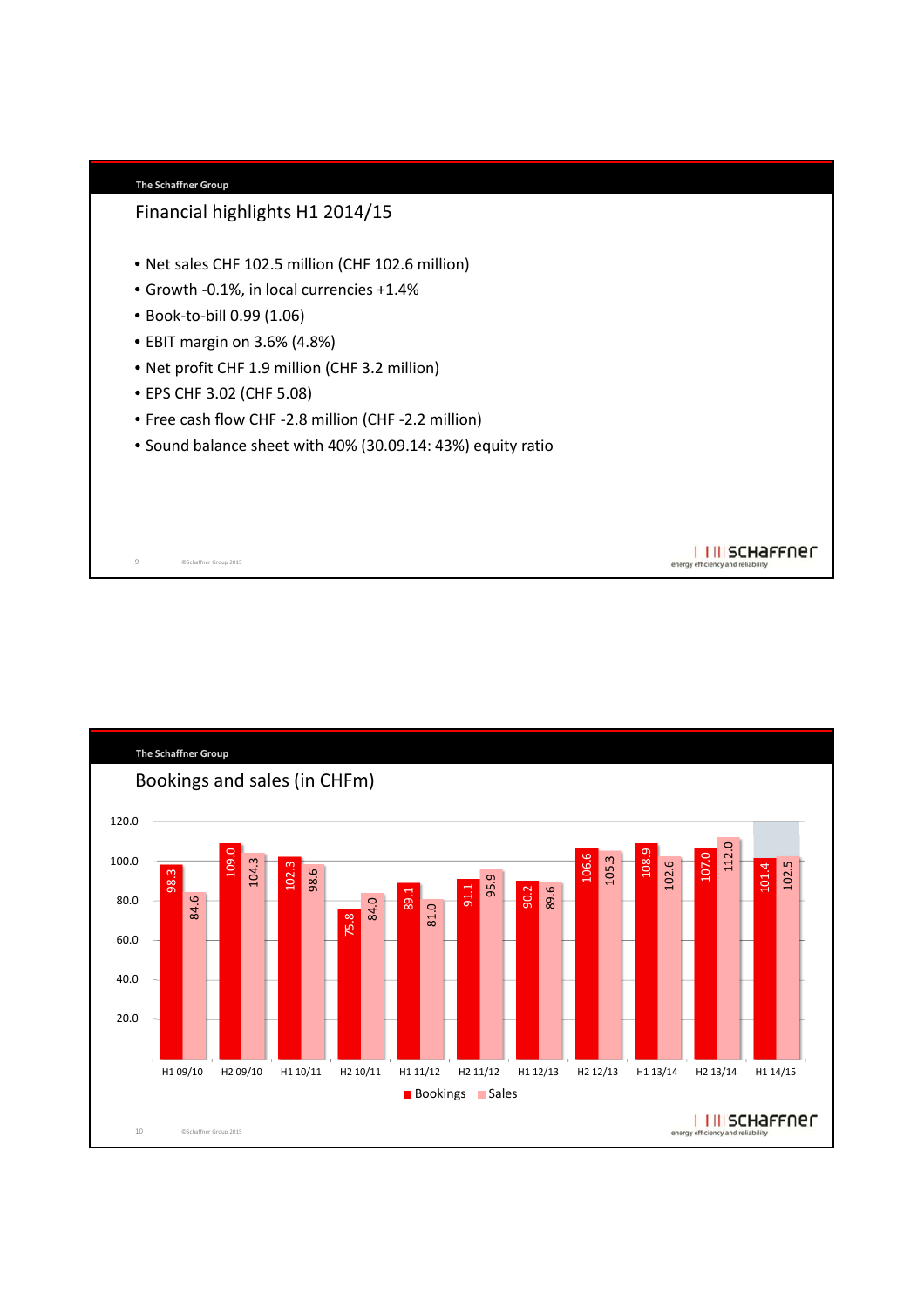## Financial highlights H1 2014/15

- Net sales CHF 102.5 million (CHF 102.6 million)
- Growth -0.1%, in local currencies +1.4%
- Book-to-bill 0.99 (1.06)
- EBIT margin on 3.6% (4.8%)
- Net profit CHF 1.9 million (CHF 3.2 million)
- EPS CHF 3.02 (CHF 5.08)
- Free cash flow CHF -2.8 million (CHF -2.2 million)
- Sound balance sheet with 40% (30.09.14: 43%) equity ratio

## Bookings and sales (in CHFm)

| Period | Bookings | Sales |
|---|---|---|
| H1 09/10 | 98.3 | 84.6 |
| H2 09/10 | 109.0 | 104.3 |
| H1 10/11 | 102.3 | 98.6 |
| H2 10/11 | 75.8 | 84.0 |
| H1 11/12 | 89.1 | 81.0 |
| H2 11/12 | 91.1 | 95.9 |
| H1 12/13 | 90.2 | 89.6 |
| H2 12/13 | 106.6 | 105.3 |
| H1 13/14 | 108.9 | 102.6 |
| H2 13/14 | 107.0 | 112.0 |
| H1 14/15 | 101.4 | 102.5 |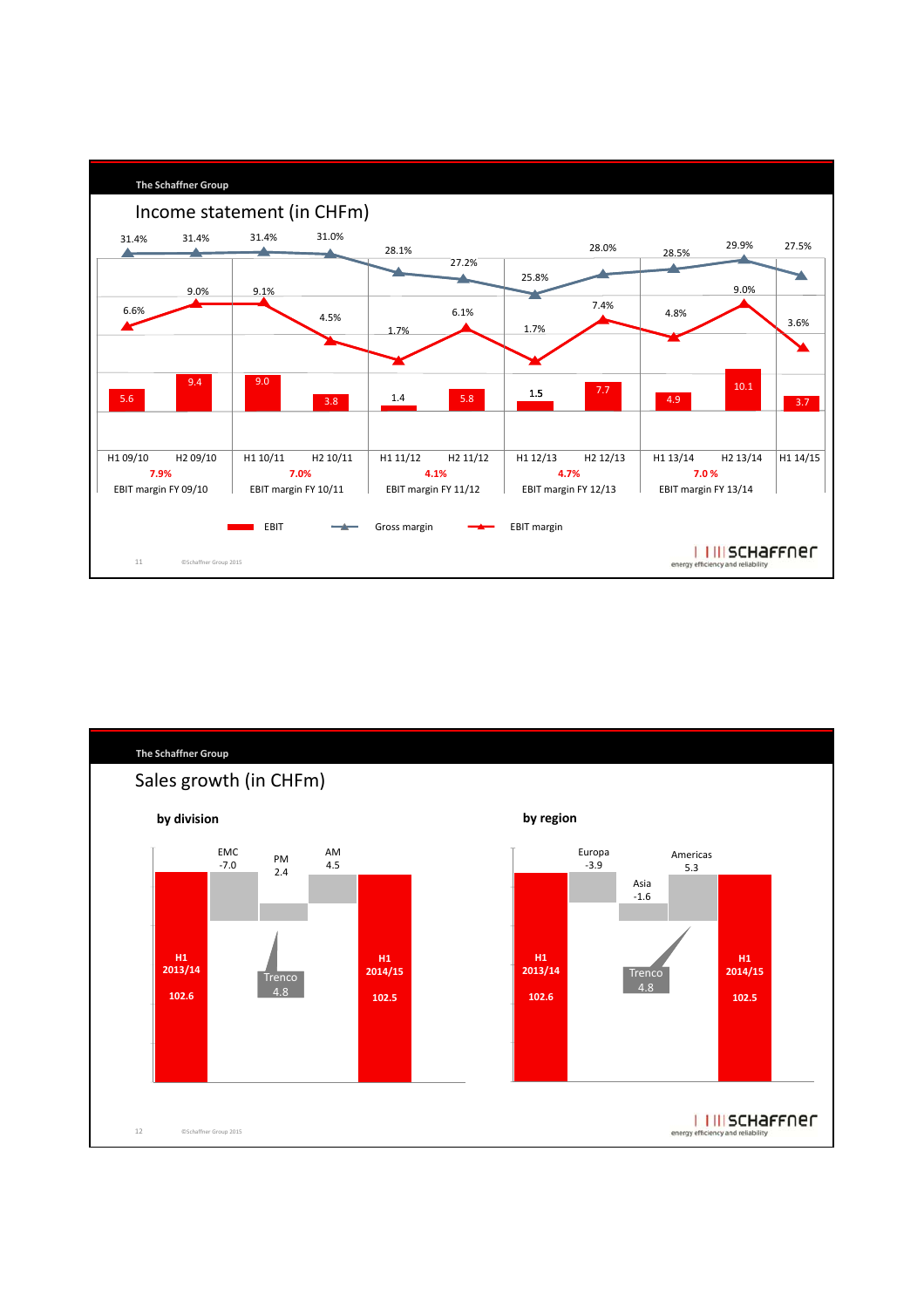The Schaffner Group

## Income statement (in CHFm)

| | H1 09/10 | H2 09/10 | H1 10/11 | H2 10/11 | H1 11/12 | H2 11/12 | H1 12/13 | H2 12/13 | H1 13/14 | H2 13/14 | H1 14/15 |
|---|---|---|---|---|---|---|---|---|---|---|---|
| EBIT | 5.6 | 9.4 | 9.0 | 3.8 | 1.4 | 5.8 | 1.5 | 7.7 | 4.9 | 10.1 | 3.7 |
| Gross margin | 31.4% | 31.4% | 31.4% | 31.0% | 28.1% | 27.2% | 25.8% | 28.0% | 28.5% | 29.9% | 27.5% |
| EBIT margin | 6.6% | 9.0% | 9.1% | 4.5% | 1.7% | 6.1% | 1.7% | 7.4% | 4.8% | 9.0% | 3.6% |

| | FY 09/10 | FY 10/11 | FY 11/12 | FY 12/13 | FY 13/14 |
|---|---|---|---|---|---|
| EBIT margin | 7.9% | 7.0% | 4.1% | 4.7% | 7.0 % |

EBIT — Gross margin — EBIT margin

The Schaffner Group

## Sales growth (in CHFm)

### by division

| H1 2013/14 | EMC | PM | AM | H1 2014/15 |
|---|---|---|---|---|
| 102.6 | -7.0 | 2.4 (Trenco 4.8) | 4.5 | 102.5 |

### by region

| H1 2013/14 | Europa | Asia | Americas | H1 2014/15 |
|---|---|---|---|---|
| 102.6 | -3.9 | -1.6 | 5.3 (Trenco 4.8) | 102.5 |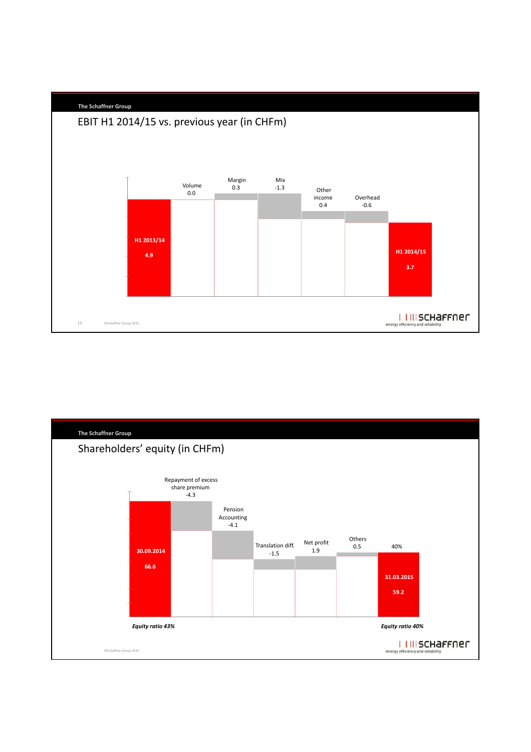## EBIT H1 2014/15 vs. previous year (in CHFm)

| Item | Value |
| --- | --- |
| H1 2013/14 | 4.9 |
| Volume | 0.0 |
| Margin | 0.3 |
| Mix | -1.3 |
| Other income | 0.4 |
| Overhead | -0.6 |
| H1 2014/15 | 3.7 |

## Shareholders' equity (in CHFm)

| Item | Value |
| --- | --- |
| 30.09.2014 | 66.6 |
| Repayment of excess share premium | -4.3 |
| Pension Accounting | -4.1 |
| Translation diff. | -1.5 |
| Net profit | 1.9 |
| Others | 0.5 |
| 31.03.2015 | 59.2 |

*Equity ratio 43%* (30.09.2014)

*Equity ratio 40%* (31.03.2015)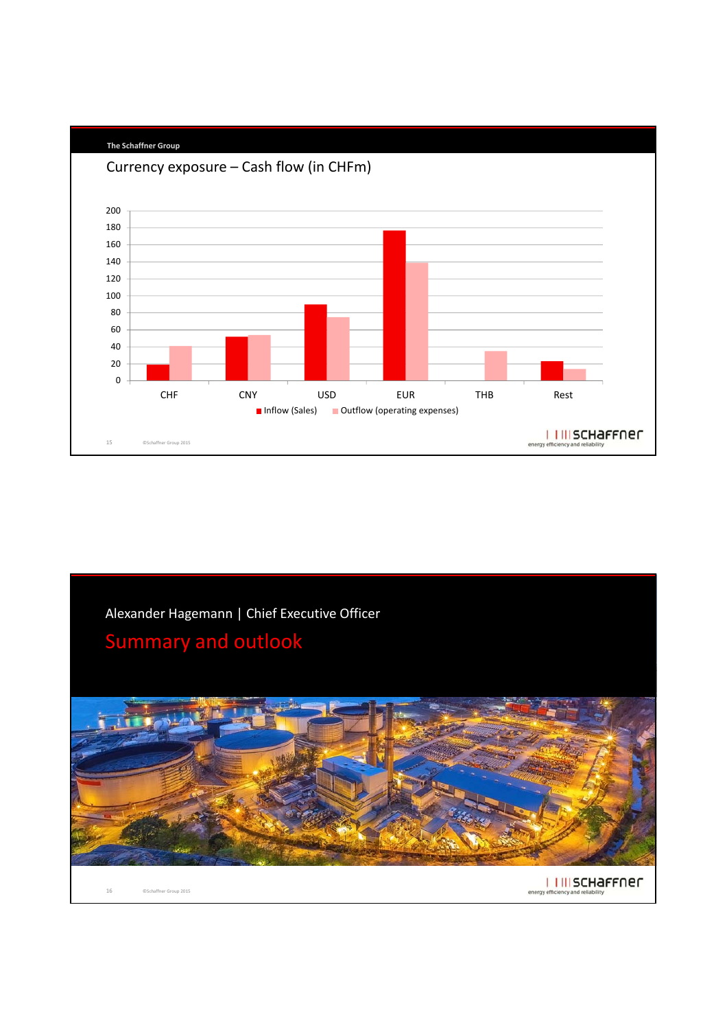The Schaffner Group

## Currency exposure – Cash flow (in CHFm)

| Currency | Inflow (Sales) | Outflow (operating expenses) |
| --- | --- | --- |
| CHF | ~19 | ~41 |
| CNY | ~52 | ~54 |
| USD | ~90 | ~75 |
| EUR | ~177 | ~139 |
| THB | | ~35 |
| Rest | ~23 | ~14 |

Alexander Hagemann | Chief Executive Officer

# Summary and outlook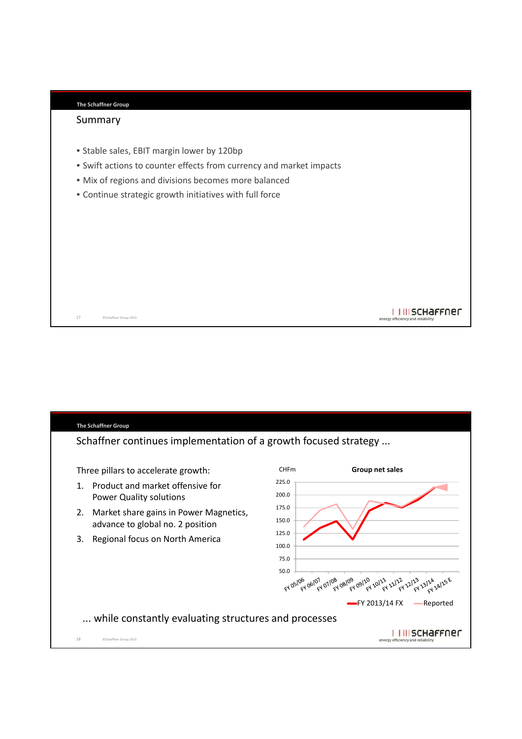The Schaffner Group

## Summary

- Stable sales, EBIT margin lower by 120bp
- Swift actions to counter effects from currency and market impacts
- Mix of regions and divisions becomes more balanced
- Continue strategic growth initiatives with full force

The Schaffner Group

## Schaffner continues implementation of a growth focused strategy ...

Three pillars to accelerate growth:

1. Product and market offensive for Power Quality solutions
2. Market share gains in Power Magnetics, advance to global no. 2 position
3. Regional focus on North America

CHFm — Group net sales

(Y-axis: 50.0 – 225.0; X-axis: FY 05/06, FY 06/07, FY 07/08, FY 08/09, FY 09/10, FY 10/11, FY 11/12, FY 12/13, FY 13/14, FY 14/15 E)

Legend: FY 2013/14 FX; Reported

... while constantly evaluating structures and processes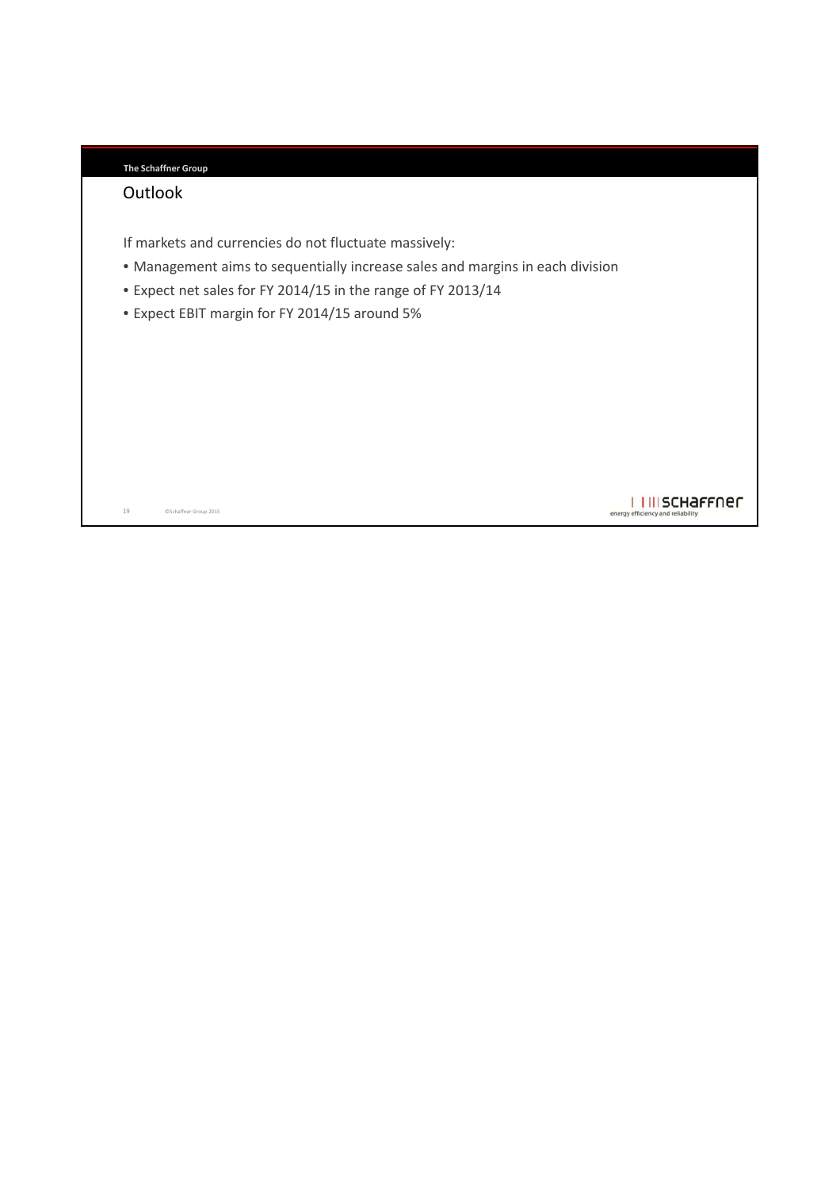## Outlook

If markets and currencies do not fluctuate massively:

- Management aims to sequentially increase sales and margins in each division
- Expect net sales for FY 2014/15 in the range of FY 2013/14
- Expect EBIT margin for FY 2014/15 around 5%